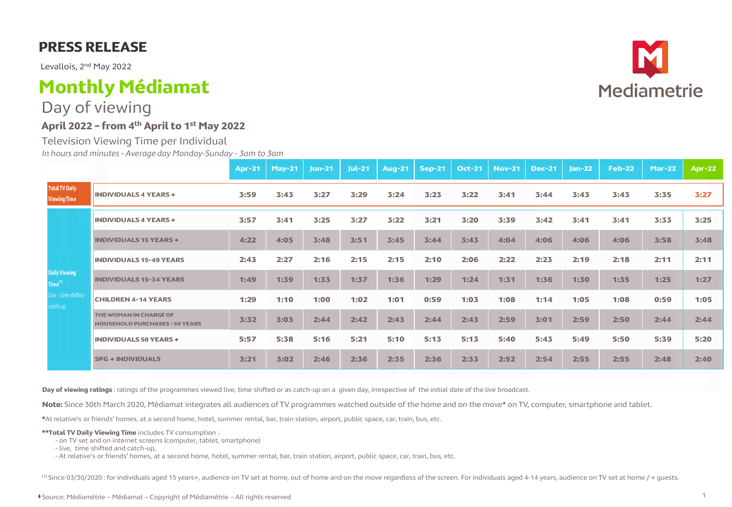# PRESS RELEASE

Levallois, 2nd May 2022

# Monthly Médiamat

## Day of viewing

### April 2022 – from 4th April to 1st May 2022

Television Viewing Time per Individual

*In hours and minutes - Average day Monday-Sunday - 3am to 3am*

| | | Apr-21 | May-21 | Jun-21 | Jul-21 | Aug-21 | Sep-21 | Oct-21 | Nov-21 | Dec-21 | Jan-22 | Feb-22 | Mar-22 | Apr-22 |
|---|---|---|---|---|---|---|---|---|---|---|---|---|---|---|
| Total TV Daily Viewing Time | INDIVIDUALS 4 YEARS + | 3:59 | 3:43 | 3:27 | 3:29 | 3:24 | 3:23 | 3:22 | 3:41 | 3:44 | 3:43 | 3:43 | 3:35 | 3:27 |
| Daily Viewing Time[1] Live - time shifted - catch-up | INDIVIDUALS 4 YEARS + | 3:57 | 3:41 | 3:25 | 3:27 | 3:22 | 3:21 | 3:20 | 3:39 | 3:42 | 3:41 | 3:41 | 3:33 | 3:25 |
| | INDIVIDUALS 15 YEARS + | 4:22 | 4:05 | 3:48 | 3:51 | 3:45 | 3:44 | 3:43 | 4:04 | 4:06 | 4:06 | 4:06 | 3:58 | 3:48 |
| | INDIVIDUALS 15-49 YEARS | 2:43 | 2:27 | 2:16 | 2:15 | 2:15 | 2:10 | 2:06 | 2:22 | 2:23 | 2:19 | 2:18 | 2:11 | 2:11 |
| | INDIVIDUALS 15-34 YEARS | 1:49 | 1:39 | 1:33 | 1:37 | 1:36 | 1:29 | 1:24 | 1:31 | 1:36 | 1:30 | 1:35 | 1:25 | 1:27 |
| | CHILDREN 4-14 YEARS | 1:29 | 1:10 | 1:00 | 1:02 | 1:01 | 0:59 | 1:03 | 1:08 | 1:14 | 1:05 | 1:08 | 0:59 | 1:05 |
| | THE WOMAN IN CHARGE OF HOUSEHOLD PURCHASES - 50 YEARS | 3:32 | 3:03 | 2:44 | 2:42 | 2:43 | 2:44 | 2:43 | 2:59 | 3:01 | 2:59 | 2:50 | 2:44 | 2:44 |
| | INDIVIDUALS 50 YEARS + | 5:57 | 5:38 | 5:16 | 5:21 | 5:10 | 5:13 | 5:13 | 5:40 | 5:43 | 5:49 | 5:50 | 5:39 | 5:20 |
| | SPG + INDIVIDUALS | 3:21 | 3:02 | 2:46 | 2:36 | 2:35 | 2:36 | 2:33 | 2:52 | 2:54 | 2:55 | 2:55 | 2:48 | 2:40 |

**Day of viewing ratings** : ratings of the programmes viewed live, time shifted or as catch-up on a given day, irrespective of the initial date of the live broadcast.

**Note:** Since 30th March 2020, Médiamat integrates all audiences of TV programmes watched outside of the home and on the move* on TV, computer, smartphone and tablet.

*At relative's or friends' homes, at a second home, hotel, summer rental, bar, train station, airport, public space, car, train, bus, etc.

****Total TV Daily Viewing Time** includes TV consumption :
- on TV set and on internet screens (computer, tablet, smartphone)
- live, time shifted and catch-up,
- At relative's or friends' homes, at a second home, hotel, summer rental, bar, train station, airport, public space, car, train, bus, etc.

[1] Since 03/30/2020 : for individuals aged 15 years+, audience on TV set at home, out of home and on the move regardless of the screen. For individuals aged 4-14 years, audience on TV set at home / + guests.

Source: Médiamétrie – Médiamat – Copyright of Médiamétrie – All rights reserved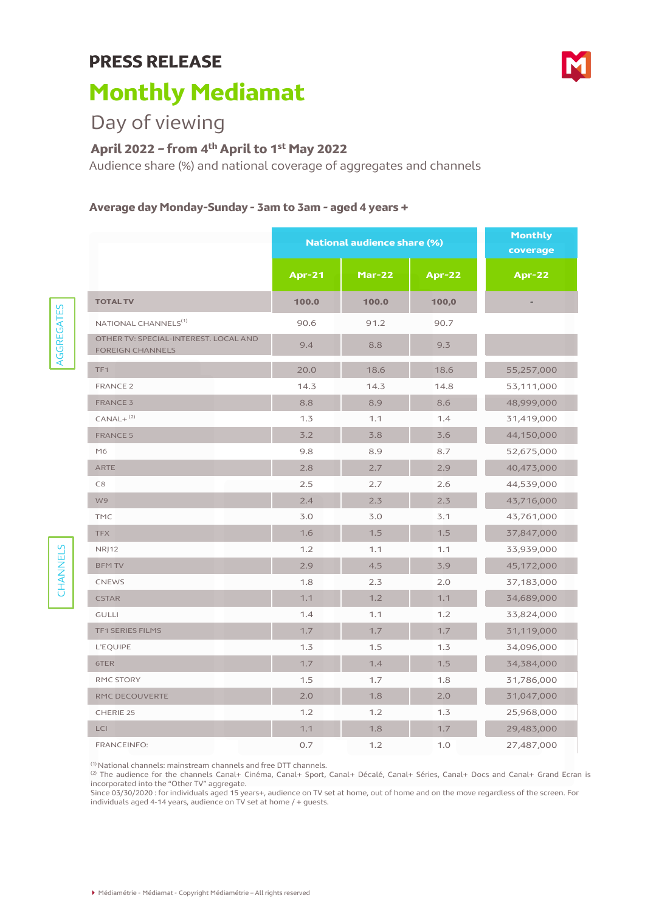# PRESS RELEASE

## Monthly Mediamat

### Day of viewing

**April 2022 – from 4th April to 1st May 2022**

Audience share (%) and national coverage of aggregates and channels

**Average day Monday-Sunday - 3am to 3am - aged 4 years +**

| | | National audience share (%) | | | Monthly coverage |
|---|---|---|---|---|---|
| | | Apr-21 | Mar-22 | Apr-22 | Apr-22 |
| AGGREGATES | TOTAL TV | 100.0 | 100.0 | 100,0 | - |
| | NATIONAL CHANNELS[1] | 90.6 | 91.2 | 90.7 | |
| | OTHER TV: SPECIAL-INTEREST, LOCAL AND FOREIGN CHANNELS | 9.4 | 8.8 | 9.3 | |
| CHANNELS | TF1 | 20.0 | 18.6 | 18.6 | 55,257,000 |
| | FRANCE 2 | 14.3 | 14.3 | 14.8 | 53,111,000 |
| | FRANCE 3 | 8.8 | 8.9 | 8.6 | 48,999,000 |
| | CANAL+ [2] | 1.3 | 1.1 | 1.4 | 31,419,000 |
| | FRANCE 5 | 3.2 | 3.8 | 3.6 | 44,150,000 |
| | M6 | 9.8 | 8.9 | 8.7 | 52,675,000 |
| | ARTE | 2.8 | 2.7 | 2.9 | 40,473,000 |
| | C8 | 2.5 | 2.7 | 2.6 | 44,539,000 |
| | W9 | 2.4 | 2.3 | 2.3 | 43,716,000 |
| | TMC | 3.0 | 3.0 | 3.1 | 43,761,000 |
| | TFX | 1.6 | 1.5 | 1.5 | 37,847,000 |
| | NRJ12 | 1.2 | 1.1 | 1.1 | 33,939,000 |
| | BFM TV | 2.9 | 4.5 | 3.9 | 45,172,000 |
| | CNEWS | 1.8 | 2.3 | 2.0 | 37,183,000 |
| | CSTAR | 1.1 | 1.2 | 1.1 | 34,689,000 |
| | GULLI | 1.4 | 1.1 | 1.2 | 33,824,000 |
| | TF1 SERIES FILMS | 1.7 | 1.7 | 1.7 | 31,119,000 |
| | L'EQUIPE | 1.3 | 1.5 | 1.3 | 34,096,000 |
| | 6TER | 1.7 | 1.4 | 1.5 | 34,384,000 |
| | RMC STORY | 1.5 | 1.7 | 1.8 | 31,786,000 |
| | RMC DECOUVERTE | 2.0 | 1.8 | 2.0 | 31,047,000 |
| | CHERIE 25 | 1.2 | 1.2 | 1.3 | 25,968,000 |
| | LCI | 1.1 | 1.8 | 1.7 | 29,483,000 |
| | FRANCEINFO: | 0.7 | 1.2 | 1.0 | 27,487,000 |

[1] National channels: mainstream channels and free DTT channels.

[2] The audience for the channels Canal+ Cinéma, Canal+ Sport, Canal+ Décalé, Canal+ Séries, Canal+ Docs and Canal+ Grand Ecran is incorporated into the "Other TV" aggregate.

Since 03/30/2020 : for individuals aged 15 years+, audience on TV set at home, out of home and on the move regardless of the screen. For individuals aged 4-14 years, audience on TV set at home / + guests.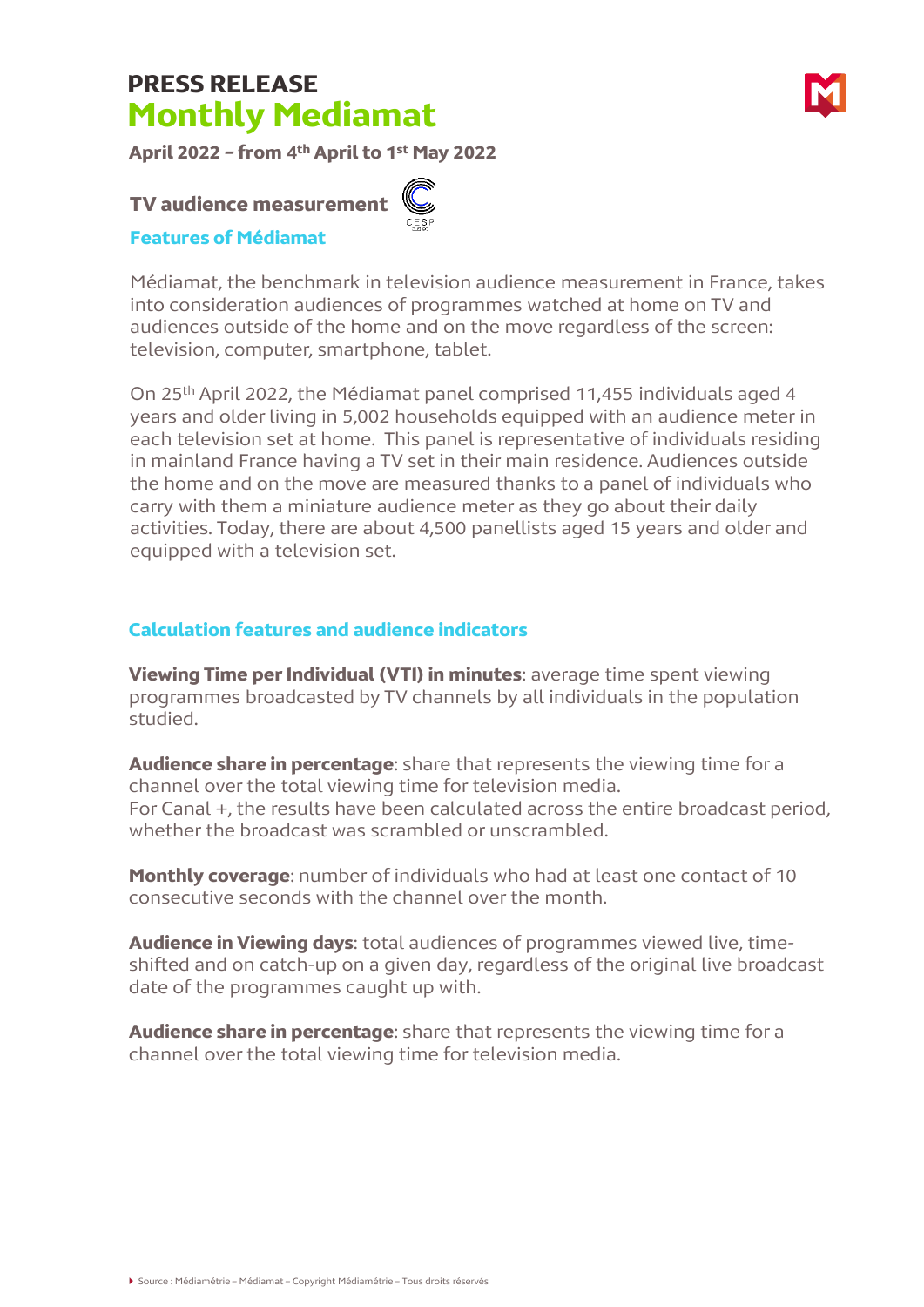# PRESS RELEASE
# Monthly Mediamat

**April 2022 – from 4th April to 1st May 2022**

## TV audience measurement

### Features of Médiamat

Médiamat, the benchmark in television audience measurement in France, takes into consideration audiences of programmes watched at home on TV and audiences outside of the home and on the move regardless of the screen: television, computer, smartphone, tablet.

On 25th April 2022, the Médiamat panel comprised 11,455 individuals aged 4 years and older living in 5,002 households equipped with an audience meter in each television set at home. This panel is representative of individuals residing in mainland France having a TV set in their main residence. Audiences outside the home and on the move are measured thanks to a panel of individuals who carry with them a miniature audience meter as they go about their daily activities. Today, there are about 4,500 panellists aged 15 years and older and equipped with a television set.

### Calculation features and audience indicators

**Viewing Time per Individual (VTI) in minutes**: average time spent viewing programmes broadcasted by TV channels by all individuals in the population studied.

**Audience share in percentage**: share that represents the viewing time for a channel over the total viewing time for television media.
For Canal +, the results have been calculated across the entire broadcast period, whether the broadcast was scrambled or unscrambled.

**Monthly coverage**: number of individuals who had at least one contact of 10 consecutive seconds with the channel over the month.

**Audience in Viewing days**: total audiences of programmes viewed live, time-shifted and on catch-up on a given day, regardless of the original live broadcast date of the programmes caught up with.

**Audience share in percentage**: share that represents the viewing time for a channel over the total viewing time for television media.

Source : Médiamétrie – Médiamat – Copyright Médiamétrie – Tous droits réservés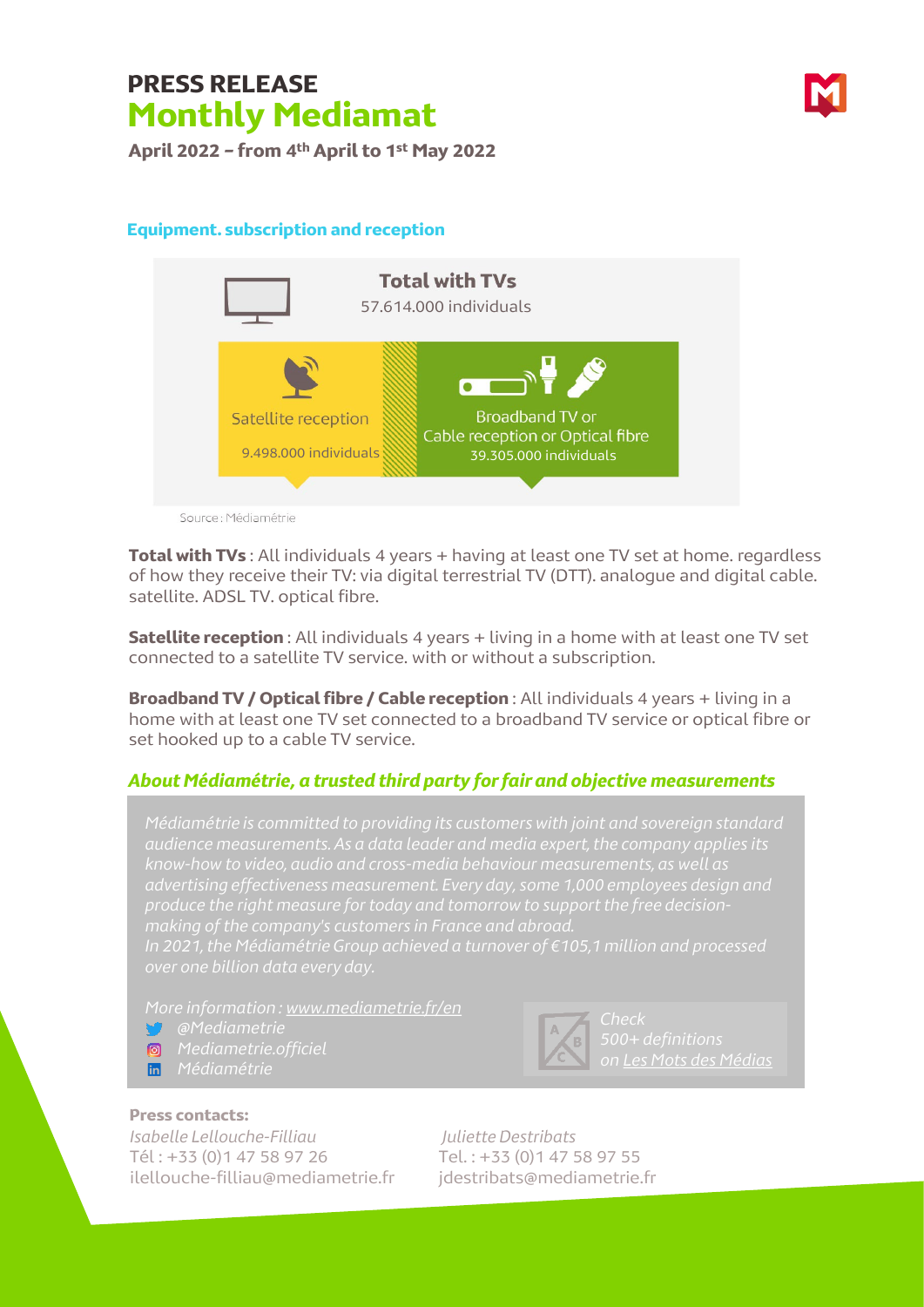# PRESS RELEASE
# Monthly Mediamat

**April 2022 – from 4th April to 1st May 2022**

### Equipment. subscription and reception

**Total with TVs**
57.614.000 individuals

Satellite reception
9.498.000 individuals

Broadband TV or Cable reception or Optical fibre
39.305.000 individuals

Source : Médiamétrie

**Total with TVs** : All individuals 4 years + having at least one TV set at home. regardless of how they receive their TV: via digital terrestrial TV (DTT). analogue and digital cable. satellite. ADSL TV. optical fibre.

**Satellite reception** : All individuals 4 years + living in a home with at least one TV set connected to a satellite TV service. with or without a subscription.

**Broadband TV / Optical fibre / Cable reception** : All individuals 4 years + living in a home with at least one TV set connected to a broadband TV service or optical fibre or set hooked up to a cable TV service.

### *About Médiamétrie, a trusted third party for fair and objective measurements*

*Médiamétrie is committed to providing its customers with joint and sovereign standard audience measurements. As a data leader and media expert, the company applies its know-how to video, audio and cross-media behaviour measurements, as well as advertising effectiveness measurement. Every day, some 1,000 employees design and produce the right measure for today and tomorrow to support the free decision-making of the company's customers in France and abroad.*
*In 2021, the Médiamétrie Group achieved a turnover of €105,1 million and processed over one billion data every day.*

*More information : www.mediametrie.fr/en*
*@Mediametrie*
*Mediametrie.officiel*
*Médiamétrie*

*Check 500+ definitions on Les Mots des Médias*

**Press contacts:**

*Isabelle Lellouche-Filliau*
Tél : +33 (0)1 47 58 97 26
ilellouche-filliau@mediametrie.fr

*Juliette Destribats*
Tel. : +33 (0)1 47 58 97 55
jdestribats@mediametrie.fr